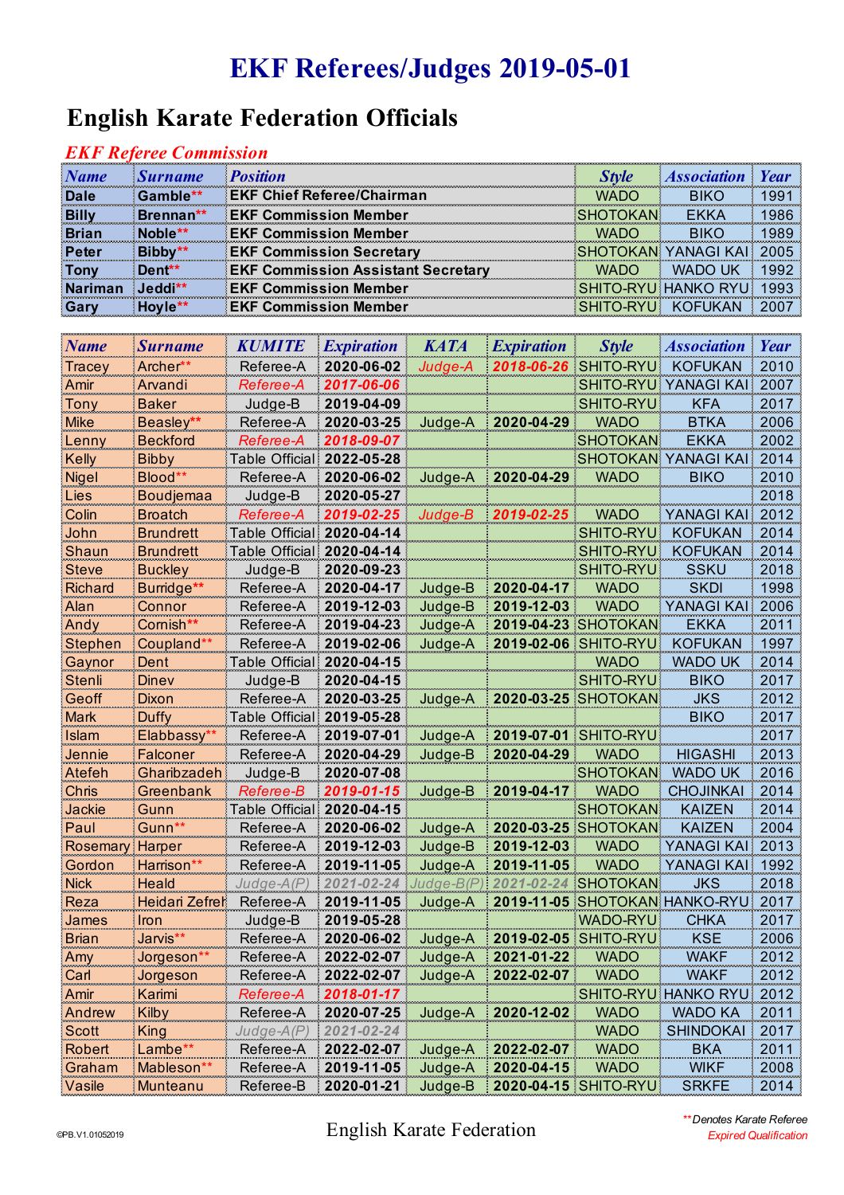# EKF Referees/Judges 2019-05-01

## English Karate Federation Officials

### *EKF Referee Commission*

| Name | Surname | Position | Style | Association | Year |
|---|---|---|---|---|---|
| Dale | Gamble** | EKF Chief Referee/Chairman | WADO | BIKO | 1991 |
| Billy | Brennan** | EKF Commission Member | SHOTOKAN | EKKA | 1986 |
| Brian | Noble** | EKF Commission Member | WADO | BIKO | 1989 |
| Peter | Bibby** | EKF Commission Secretary | SHOTOKAN | YANAGI KAI | 2005 |
| Tony | Dent** | EKF Commission Assistant Secretary | WADO | WADO UK | 1992 |
| Nariman | Jeddi** | EKF Commission Member | SHITO-RYU | HANKO RYU | 1993 |
| Gary | Hoyle** | EKF Commission Member | SHITO-RYU | KOFUKAN | 2007 |

| Name | Surname | KUMITE | Expiration | KATA | Expiration | Style | Association | Year |
|---|---|---|---|---|---|---|---|---|
| Tracey | Archer** | Referee-A | 2020-06-02 | Judge-A | 2018-06-26 | SHITO-RYU | KOFUKAN | 2010 |
| Amir | Arvandi | Referee-A | 2017-06-06 | | | SHITO-RYU | YANAGI KAI | 2007 |
| Tony | Baker | Judge-B | 2019-04-09 | | | SHITO-RYU | KFA | 2017 |
| Mike | Beasley** | Referee-A | 2020-03-25 | Judge-A | 2020-04-29 | WADO | BTKA | 2006 |
| Lenny | Beckford | Referee-A | 2018-09-07 | | | SHOTOKAN | EKKA | 2002 |
| Kelly | Bibby | Table Official | 2022-05-28 | | | SHOTOKAN | YANAGI KAI | 2014 |
| Nigel | Blood** | Referee-A | 2020-06-02 | Judge-A | 2020-04-29 | WADO | BIKO | 2010 |
| Lies | Boudjemaa | Judge-B | 2020-05-27 | | | | | 2018 |
| Colin | Broatch | Referee-A | 2019-02-25 | Judge-B | 2019-02-25 | WADO | YANAGI KAI | 2012 |
| John | Brundrett | Table Official | 2020-04-14 | | | SHITO-RYU | KOFUKAN | 2014 |
| Shaun | Brundrett | Table Official | 2020-04-14 | | | SHITO-RYU | KOFUKAN | 2014 |
| Steve | Buckley | Judge-B | 2020-09-23 | | | SHITO-RYU | SSKU | 2018 |
| Richard | Burridge** | Referee-A | 2020-04-17 | Judge-B | 2020-04-17 | WADO | SKDI | 1998 |
| Alan | Connor | Referee-A | 2019-12-03 | Judge-B | 2019-12-03 | WADO | YANAGI KAI | 2006 |
| Andy | Cornish** | Referee-A | 2019-04-23 | Judge-A | 2019-04-23 | SHOTOKAN | EKKA | 2011 |
| Stephen | Coupland** | Referee-A | 2019-02-06 | Judge-A | 2019-02-06 | SHITO-RYU | KOFUKAN | 1997 |
| Gaynor | Dent | Table Official | 2020-04-15 | | | WADO | WADO UK | 2014 |
| Stenli | Dinev | Judge-B | 2020-04-15 | | | SHITO-RYU | BIKO | 2017 |
| Geoff | Dixon | Referee-A | 2020-03-25 | Judge-A | 2020-03-25 | SHOTOKAN | JKS | 2012 |
| Mark | Duffy | Table Official | 2019-05-28 | | | | BIKO | 2017 |
| Islam | Elabbassy** | Referee-A | 2019-07-01 | Judge-A | 2019-07-01 | SHITO-RYU | | 2017 |
| Jennie | Falconer | Referee-A | 2020-04-29 | Judge-B | 2020-04-29 | WADO | HIGASHI | 2013 |
| Atefeh | Gharibzadeh | Judge-B | 2020-07-08 | | | SHOTOKAN | WADO UK | 2016 |
| Chris | Greenbank | Referee-B | 2019-01-15 | Judge-B | 2019-04-17 | WADO | CHOJINKAI | 2014 |
| Jackie | Gunn | Table Official | 2020-04-15 | | | SHOTOKAN | KAIZEN | 2014 |
| Paul | Gunn** | Referee-A | 2020-06-02 | Judge-A | 2020-03-25 | SHOTOKAN | KAIZEN | 2004 |
| Rosemary | Harper | Referee-A | 2019-12-03 | Judge-B | 2019-12-03 | WADO | YANAGI KAI | 2013 |
| Gordon | Harrison** | Referee-A | 2019-11-05 | Judge-A | 2019-11-05 | WADO | YANAGI KAI | 1992 |
| Nick | Head | Judge-A(P) | 2021-02-24 | Judge-B(P) | 2021-02-24 | SHOTOKAN | JKS | 2018 |
| Reza | Heidari Zefreh | Referee-A | 2019-11-05 | Judge-A | 2019-11-05 | SHOTOKAN | HANKO-RYU | 2017 |
| James | Iron | Judge-B | 2019-05-28 | | | WADO-RYU | CHKA | 2017 |
| Brian | Jarvis** | Referee-A | 2020-06-02 | Judge-A | 2019-02-05 | SHITO-RYU | KSE | 2006 |
| Amy | Jorgeson** | Referee-A | 2022-02-07 | Judge-A | 2021-01-22 | WADO | WAKF | 2012 |
| Carl | Jorgeson | Referee-A | 2022-02-07 | Judge-A | 2022-02-07 | WADO | WAKF | 2012 |
| Amir | Karimi | Referee-A | 2018-01-17 | | | SHITO-RYU | HANKO RYU | 2012 |
| Andrew | Kilby | Referee-A | 2020-07-25 | Judge-A | 2020-12-02 | WADO | WADO KA | 2011 |
| Scott | King | Judge-A(P) | 2021-02-24 | | | WADO | SHINDOKAI | 2017 |
| Robert | Lambe** | Referee-A | 2022-02-07 | Judge-A | 2022-02-07 | WADO | BKA | 2011 |
| Graham | Mableson** | Referee-A | 2019-11-05 | Judge-A | 2020-04-15 | WADO | WIKF | 2008 |
| Vasile | Munteanu | Referee-B | 2020-01-21 | Judge-B | 2020-04-15 | SHITO-RYU | SRKFE | 2014 |

©PB.V1.01052019

English Karate Federation

*\*\*Denotes Karate Referee*

*Expired Qualification*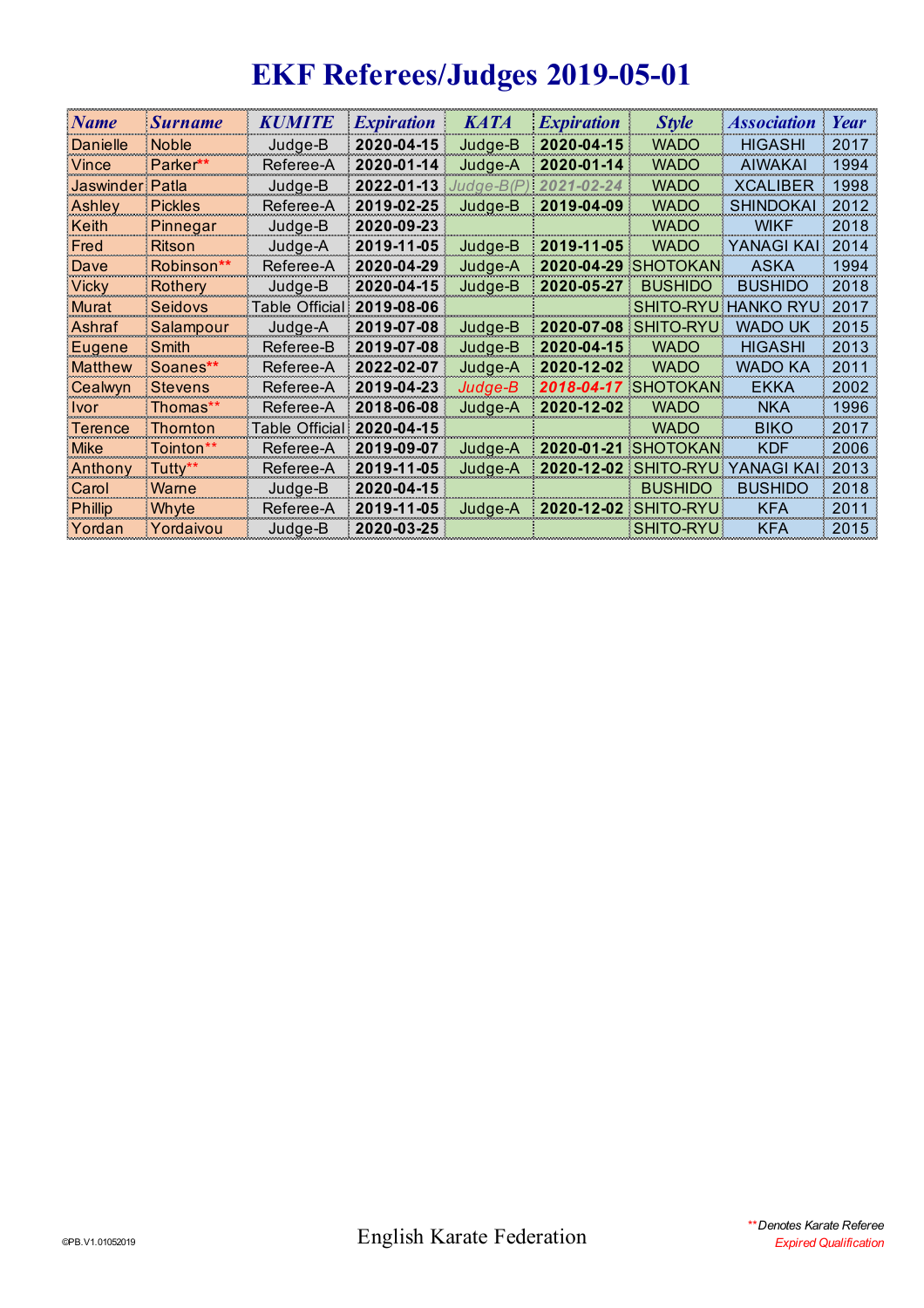# EKF Referees/Judges 2019-05-01

| Name | Surname | KUMITE | Expiration | KATA | Expiration | Style | Association | Year |
|---|---|---|---|---|---|---|---|---|
| Danielle | Noble | Judge-B | **2020-04-15** | Judge-B | **2020-04-15** | WADO | HIGASHI | 2017 |
| Vince | Parker** | Referee-A | **2020-01-14** | Judge-A | **2020-01-14** | WADO | AIWAKAI | 1994 |
| Jaswinder | Patla | Judge-B | **2022-01-13** | *Judge-B(P)* | ***2021-02-24*** | WADO | XCALIBER | 1998 |
| Ashley | Pickles | Referee-A | **2019-02-25** | Judge-B | **2019-04-09** | WADO | SHINDOKAI | 2012 |
| Keith | Pinnegar | Judge-B | **2020-09-23** | | | WADO | WIKF | 2018 |
| Fred | Ritson | Judge-A | **2019-11-05** | Judge-B | **2019-11-05** | WADO | YANAGI KAI | 2014 |
| Dave | Robinson** | Referee-A | **2020-04-29** | Judge-A | **2020-04-29** | SHOTOKAN | ASKA | 1994 |
| Vicky | Rothery | Judge-B | **2020-04-15** | Judge-B | **2020-05-27** | BUSHIDO | BUSHIDO | 2018 |
| Murat | Seidovs | Table Official | **2019-08-06** | | | SHITO-RYU | HANKO RYU | 2017 |
| Ashraf | Salampour | Judge-A | **2019-07-08** | Judge-B | **2020-07-08** | SHITO-RYU | WADO UK | 2015 |
| Eugene | Smith | Referee-B | **2019-07-08** | Judge-B | **2020-04-15** | WADO | HIGASHI | 2013 |
| Matthew | Soanes** | Referee-A | **2022-02-07** | Judge-A | **2020-12-02** | WADO | WADO KA | 2011 |
| Cealwyn | Stevens | Referee-A | **2019-04-23** | *Judge-B* | ***2018-04-17*** | SHOTOKAN | EKKA | 2002 |
| Ivor | Thomas** | Referee-A | **2018-06-08** | Judge-A | **2020-12-02** | WADO | NKA | 1996 |
| Terence | Thornton | Table Official | **2020-04-15** | | | WADO | BIKO | 2017 |
| Mike | Tointon** | Referee-A | **2019-09-07** | Judge-A | **2020-01-21** | SHOTOKAN | KDF | 2006 |
| Anthony | Tutty** | Referee-A | **2019-11-05** | Judge-A | **2020-12-02** | SHITO-RYU | YANAGI KAI | 2013 |
| Carol | Warne | Judge-B | **2020-04-15** | | | BUSHIDO | BUSHIDO | 2018 |
| Phillip | Whyte | Referee-A | **2019-11-05** | Judge-A | **2020-12-02** | SHITO-RYU | KFA | 2011 |
| Yordan | Yordaivou | Judge-B | **2020-03-25** | | | SHITO-RYU | KFA | 2015 |

©PB.V1.01052019

English Karate Federation

*** Denotes Karate Referee*

*Expired Qualification*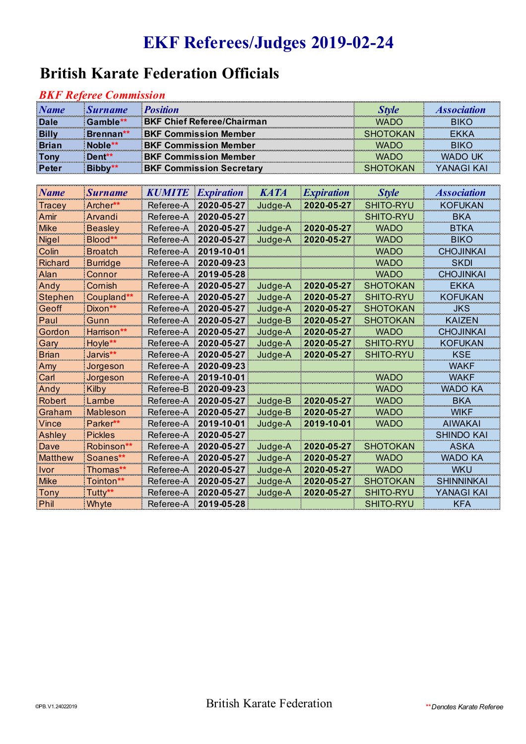# EKF Referees/Judges 2019-02-24

## British Karate Federation Officials

### *BKF Referee Commission*

| *Name* | *Surname* | *Position* | *Style* | *Association* |
|---|---|---|---|---|
| **Dale** | **Gamble**** | **BKF Chief Referee/Chairman** | WADO | BIKO |
| **Billy** | **Brennan**** | **BKF Commission Member** | SHOTOKAN | EKKA |
| **Brian** | **Noble**** | **BKF Commission Member** | WADO | BIKO |
| **Tony** | **Dent**** | **BKF Commission Member** | WADO | WADO UK |
| **Peter** | **Bibby**** | **BKF Commission Secretary** | SHOTOKAN | YANAGI KAI |

| *Name* | *Surname* | *KUMITE* | *Expiration* | *KATA* | *Expiration* | *Style* | *Association* |
|---|---|---|---|---|---|---|---|
| Tracey | Archer** | Referee-A | **2020-05-27** | Judge-A | **2020-05-27** | SHITO-RYU | KOFUKAN |
| Amir | Arvandi | Referee-A | **2020-05-27** | | | SHITO-RYU | BKA |
| Mike | Beasley | Referee-A | **2020-05-27** | Judge-A | **2020-05-27** | WADO | BTKA |
| Nigel | Blood** | Referee-A | **2020-05-27** | Judge-A | **2020-05-27** | WADO | BIKO |
| Colin | Broatch | Referee-A | **2019-10-01** | | | WADO | CHOJINKAI |
| Richard | Burridge | Referee-A | **2020-09-23** | | | WADO | SKDI |
| Alan | Connor | Referee-A | **2019-05-28** | | | WADO | CHOJINKAI |
| Andy | Cornish | Referee-A | **2020-05-27** | Judge-A | **2020-05-27** | SHOTOKAN | EKKA |
| Stephen | Coupland** | Referee-A | **2020-05-27** | Judge-A | **2020-05-27** | SHITO-RYU | KOFUKAN |
| Geoff | Dixon** | Referee-A | **2020-05-27** | Judge-A | **2020-05-27** | SHOTOKAN | JKS |
| Paul | Gunn | Referee-A | **2020-05-27** | Judge-B | **2020-05-27** | SHOTOKAN | KAIZEN |
| Gordon | Harrison** | Referee-A | **2020-05-27** | Judge-A | **2020-05-27** | WADO | CHOJINKAI |
| Gary | Hoyle** | Referee-A | **2020-05-27** | Judge-A | **2020-05-27** | SHITO-RYU | KOFUKAN |
| Brian | Jarvis** | Referee-A | **2020-05-27** | Judge-A | **2020-05-27** | SHITO-RYU | KSE |
| Amy | Jorgeson | Referee-A | **2020-09-23** | | | | WAKF |
| Carl | Jorgeson | Referee-A | **2019-10-01** | | | WADO | WAKF |
| Andy | Kilby | Referee-B | **2020-09-23** | | | WADO | WADO KA |
| Robert | Lambe | Referee-A | **2020-05-27** | Judge-B | **2020-05-27** | WADO | BKA |
| Graham | Mableson | Referee-A | **2020-05-27** | Judge-B | **2020-05-27** | WADO | WIKF |
| Vince | Parker** | Referee-A | **2019-10-01** | Judge-A | **2019-10-01** | WADO | AIWAKAI |
| Ashley | Pickles | Referee-A | **2020-05-27** | | | | SHINDO KAI |
| Dave | Robinson** | Referee-A | **2020-05-27** | Judge-A | **2020-05-27** | SHOTOKAN | ASKA |
| Matthew | Soanes** | Referee-A | **2020-05-27** | Judge-A | **2020-05-27** | WADO | WADO KA |
| Ivor | Thomas** | Referee-A | **2020-05-27** | Judge-A | **2020-05-27** | WADO | WKU |
| Mike | Tointon** | Referee-A | **2020-05-27** | Judge-A | **2020-05-27** | SHOTOKAN | SHINNINKAI |
| Tony | Tutty** | Referee-A | **2020-05-27** | Judge-A | **2020-05-27** | SHITO-RYU | YANAGI KAI |
| Phil | Whyte | Referee-A | **2019-05-28** | | | SHITO-RYU | KFA |

©PB.V1.24022019

British Karate Federation

*** Denotes Karate Referee*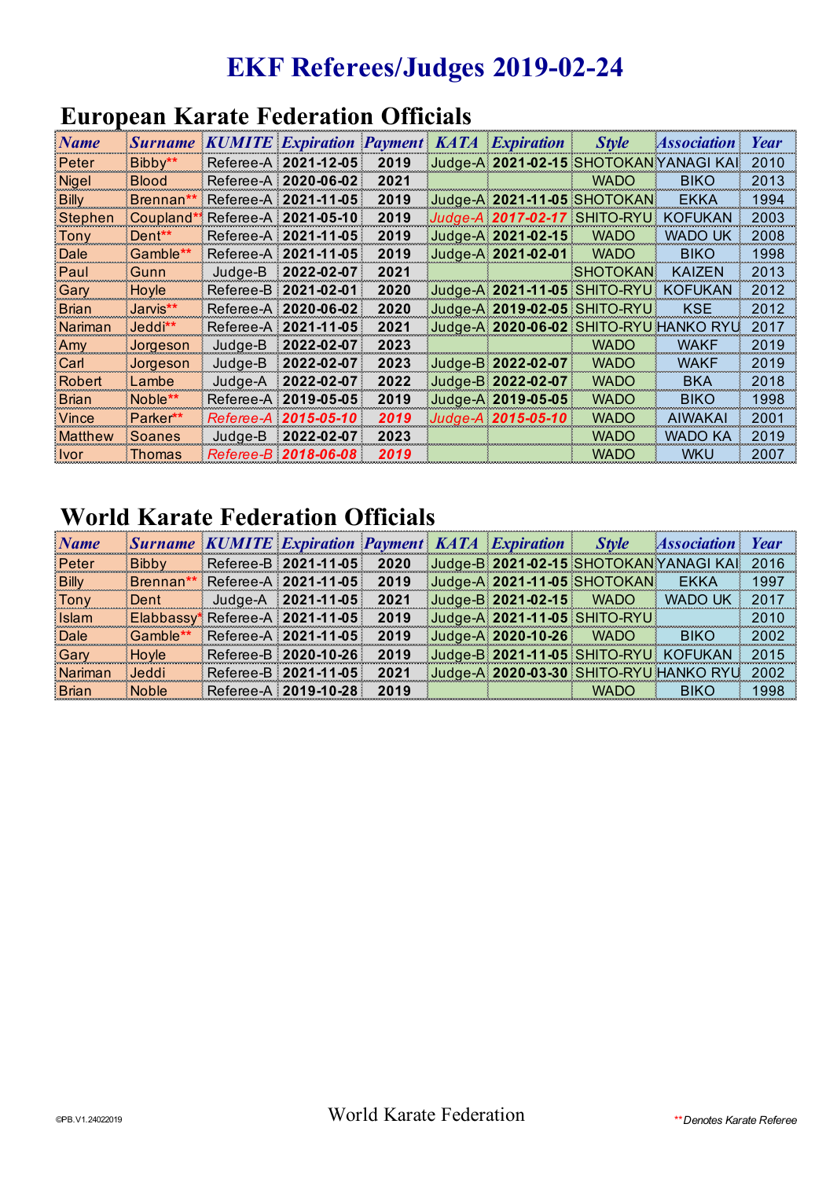# EKF Referees/Judges 2019-02-24

## European Karate Federation Officials

| Name | Surname | KUMITE | Expiration | Payment | KATA | Expiration | Style | Association | Year |
|---|---|---|---|---|---|---|---|---|---|
| Peter | Bibby** | Referee-A | 2021-12-05 | 2019 | Judge-A | 2021-02-15 | SHOTOKAN | YANAGI KAI | 2010 |
| Nigel | Blood | Referee-A | 2020-06-02 | 2021 | | | WADO | BIKO | 2013 |
| Billy | Brennan** | Referee-A | 2021-11-05 | 2019 | Judge-A | 2021-11-05 | SHOTOKAN | EKKA | 1994 |
| Stephen | Coupland** | Referee-A | 2021-05-10 | 2019 | Judge-A | 2017-02-17 | SHITO-RYU | KOFUKAN | 2003 |
| Tony | Dent** | Referee-A | 2021-11-05 | 2019 | Judge-A | 2021-02-15 | WADO | WADO UK | 2008 |
| Dale | Gamble** | Referee-A | 2021-11-05 | 2019 | Judge-A | 2021-02-01 | WADO | BIKO | 1998 |
| Paul | Gunn | Judge-B | 2022-02-07 | 2021 | | | SHOTOKAN | KAIZEN | 2013 |
| Gary | Hoyle | Referee-B | 2021-02-01 | 2020 | Judge-A | 2021-11-05 | SHITO-RYU | KOFUKAN | 2012 |
| Brian | Jarvis** | Referee-A | 2020-06-02 | 2020 | Judge-A | 2019-02-05 | SHITO-RYU | KSE | 2012 |
| Nariman | Jeddi** | Referee-A | 2021-11-05 | 2021 | Judge-A | 2020-06-02 | SHITO-RYU | HANKO RYU | 2017 |
| Amy | Jorgeson | Judge-B | 2022-02-07 | 2023 | | | WADO | WAKF | 2019 |
| Carl | Jorgeson | Judge-B | 2022-02-07 | 2023 | Judge-B | 2022-02-07 | WADO | WAKF | 2019 |
| Robert | Lambe | Judge-A | 2022-02-07 | 2022 | Judge-B | 2022-02-07 | WADO | BKA | 2018 |
| Brian | Noble** | Referee-A | 2019-05-05 | 2019 | Judge-A | 2019-05-05 | WADO | BIKO | 1998 |
| Vince | Parker** | Referee-A | 2015-05-10 | 2019 | Judge-A | 2015-05-10 | WADO | AIWAKAI | 2001 |
| Matthew | Soanes | Judge-B | 2022-02-07 | 2023 | | | WADO | WADO KA | 2019 |
| Ivor | Thomas | Referee-B | 2018-06-08 | 2019 | | | WADO | WKU | 2007 |

## World Karate Federation Officials

| Name | Surname | KUMITE | Expiration | Payment | KATA | Expiration | Style | Association | Year |
|---|---|---|---|---|---|---|---|---|---|
| Peter | Bibby | Referee-B | 2021-11-05 | 2020 | Judge-B | 2021-02-15 | SHOTOKAN | YANAGI KAI | 2016 |
| Billy | Brennan** | Referee-A | 2021-11-05 | 2019 | Judge-A | 2021-11-05 | SHOTOKAN | EKKA | 1997 |
| Tony | Dent | Judge-A | 2021-11-05 | 2021 | Judge-B | 2021-02-15 | WADO | WADO UK | 2017 |
| Islam | Elabbassy* | Referee-A | 2021-11-05 | 2019 | Judge-A | 2021-11-05 | SHITO-RYU | | 2010 |
| Dale | Gamble** | Referee-A | 2021-11-05 | 2019 | Judge-A | 2020-10-26 | WADO | BIKO | 2002 |
| Gary | Hoyle | Referee-B | 2020-10-26 | 2019 | Judge-B | 2021-11-05 | SHITO-RYU | KOFUKAN | 2015 |
| Nariman | Jeddi | Referee-B | 2021-11-05 | 2021 | Judge-A | 2020-03-30 | SHITO-RYU | HANKO RYU | 2002 |
| Brian | Noble | Referee-A | 2019-10-28 | 2019 | | | WADO | BIKO | 1998 |

©PB.V1.24022019

World Karate Federation

*\*\*Denotes Karate Referee*